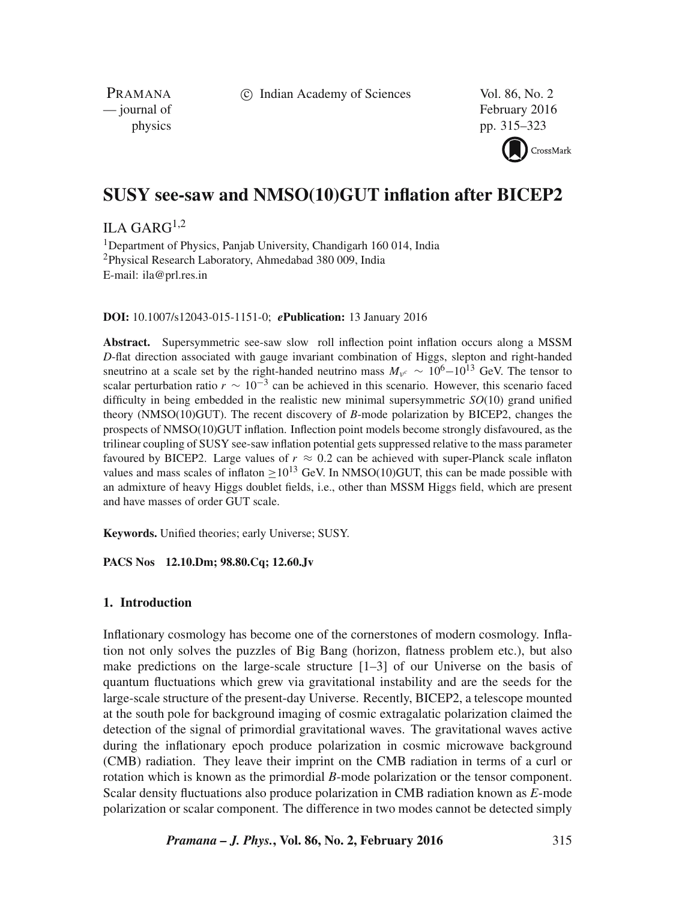# SUSY see-saw and NMSO(10)GUT inflation after BICEP2

ILA GARG[1,2]

[1]Department of Physics, Panjab University, Chandigarh 160 014, India
[2]Physical Research Laboratory, Ahmedabad 380 009, India
E-mail: ila@prl.res.in

**DOI:** 10.1007/s12043-015-1151-0; ***e*Publication:** 13 January 2016

**Abstract.** Supersymmetric see-saw slow roll inflection point inflation occurs along a MSSM *D*-flat direction associated with gauge invariant combination of Higgs, slepton and right-handed sneutrino at a scale set by the right-handed neutrino mass $M_{\nu^c} \sim 10^6{-}10^{13}$ GeV. The tensor to scalar perturbation ratio $r \sim 10^{-3}$ can be achieved in this scenario. However, this scenario faced difficulty in being embedded in the realistic new minimal supersymmetric *SO*(10) grand unified theory (NMSO(10)GUT). The recent discovery of *B*-mode polarization by BICEP2, changes the prospects of NMSO(10)GUT inflation. Inflection point models become strongly disfavoured, as the trilinear coupling of SUSY see-saw inflation potential gets suppressed relative to the mass parameter favoured by BICEP2. Large values of $r \approx 0.2$ can be achieved with super-Planck scale inflaton values and mass scales of inflaton $\geq 10^{13}$ GeV. In NMSO(10)GUT, this can be made possible with an admixture of heavy Higgs doublet fields, i.e., other than MSSM Higgs field, which are present and have masses of order GUT scale.

**Keywords.** Unified theories; early Universe; SUSY.

**PACS Nos** 12.10.Dm; 98.80.Cq; 12.60.Jv

## 1. Introduction

Inflationary cosmology has become one of the cornerstones of modern cosmology. Inflation not only solves the puzzles of Big Bang (horizon, flatness problem etc.), but also make predictions on the large-scale structure [1–3] of our Universe on the basis of quantum fluctuations which grew via gravitational instability and are the seeds for the large-scale structure of the present-day Universe. Recently, BICEP2, a telescope mounted at the south pole for background imaging of cosmic extragalatic polarization claimed the detection of the signal of primordial gravitational waves. The gravitational waves active during the inflationary epoch produce polarization in cosmic microwave background (CMB) radiation. They leave their imprint on the CMB radiation in terms of a curl or rotation which is known as the primordial *B*-mode polarization or the tensor component. Scalar density fluctuations also produce polarization in CMB radiation known as *E*-mode polarization or scalar component. The difference in two modes cannot be detected simply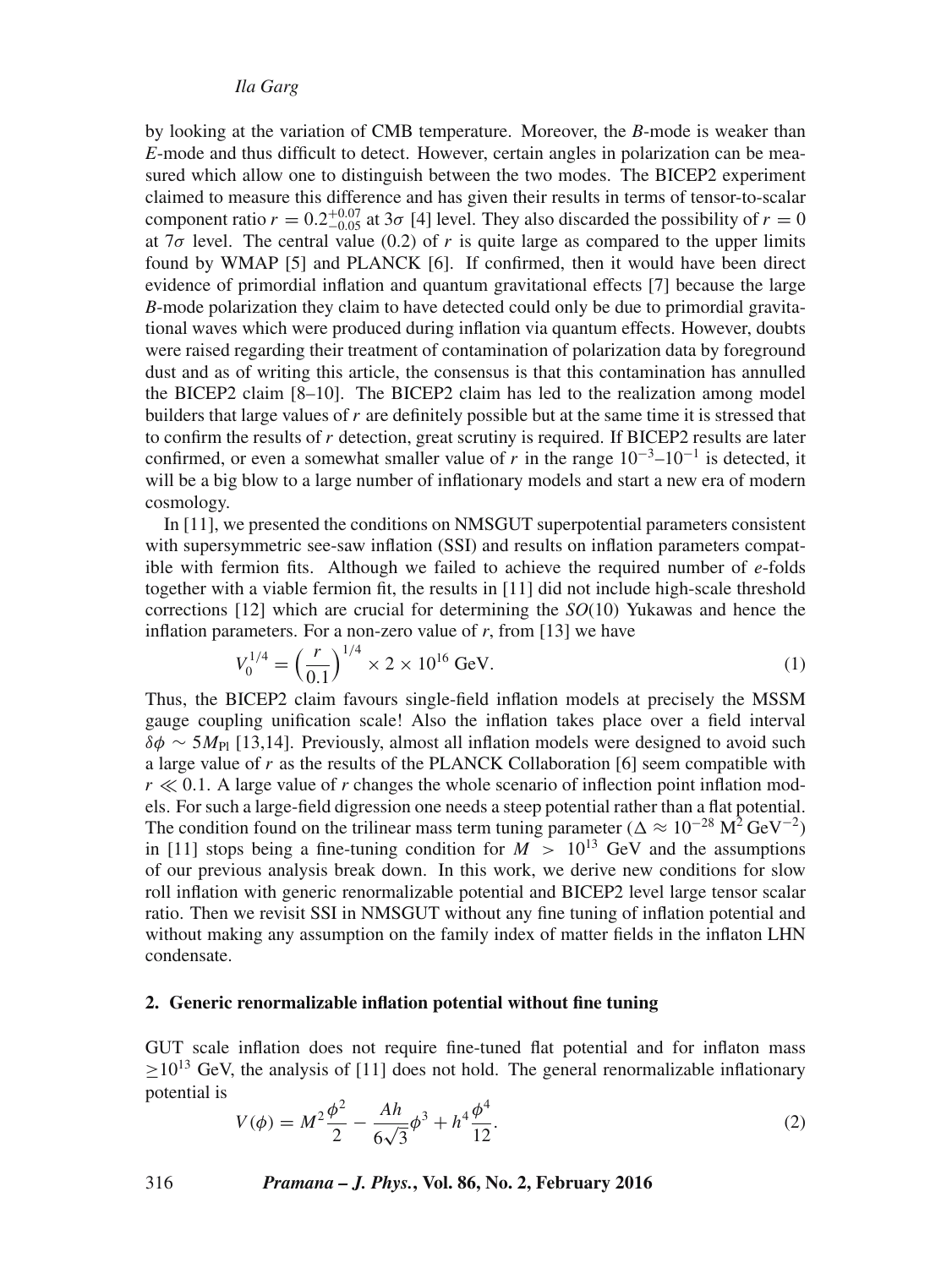by looking at the variation of CMB temperature. Moreover, the $B$-mode is weaker than $E$-mode and thus difficult to detect. However, certain angles in polarization can be measured which allow one to distinguish between the two modes. The BICEP2 experiment claimed to measure this difference and has given their results in terms of tensor-to-scalar component ratio $r = 0.2^{+0.07}_{-0.05}$ at $3\sigma$ [4] level. They also discarded the possibility of $r = 0$ at $7\sigma$ level. The central value (0.2) of $r$ is quite large as compared to the upper limits found by WMAP [5] and PLANCK [6]. If confirmed, then it would have been direct evidence of primordial inflation and quantum gravitational effects [7] because the large $B$-mode polarization they claim to have detected could only be due to primordial gravitational waves which were produced during inflation via quantum effects. However, doubts were raised regarding their treatment of contamination of polarization data by foreground dust and as of writing this article, the consensus is that this contamination has annulled the BICEP2 claim [8–10]. The BICEP2 claim has led to the realization among model builders that large values of $r$ are definitely possible but at the same time it is stressed that to confirm the results of $r$ detection, great scrutiny is required. If BICEP2 results are later confirmed, or even a somewhat smaller value of $r$ in the range $10^{-3}$–$10^{-1}$ is detected, it will be a big blow to a large number of inflationary models and start a new era of modern cosmology.

In [11], we presented the conditions on NMSGUT superpotential parameters consistent with supersymmetric see-saw inflation (SSI) and results on inflation parameters compatible with fermion fits. Although we failed to achieve the required number of $e$-folds together with a viable fermion fit, the results in [11] did not include high-scale threshold corrections [12] which are crucial for determining the $SO(10)$ Yukawas and hence the inflation parameters. For a non-zero value of $r$, from [13] we have

$$V_0^{1/4} = \left(\frac{r}{0.1}\right)^{1/4} \times 2 \times 10^{16}\ \text{GeV}. \tag{1}$$

Thus, the BICEP2 claim favours single-field inflation models at precisely the MSSM gauge coupling unification scale! Also the inflation takes place over a field interval $\delta\phi \sim 5M_{\text{Pl}}$ [13,14]. Previously, almost all inflation models were designed to avoid such a large value of $r$ as the results of the PLANCK Collaboration [6] seem compatible with $r \ll 0.1$. A large value of $r$ changes the whole scenario of inflection point inflation models. For such a large-field digression one needs a steep potential rather than a flat potential. The condition found on the trilinear mass term tuning parameter ($\Delta \approx 10^{-28}\ \text{M}^2\,\text{GeV}^{-2}$) in [11] stops being a fine-tuning condition for $M > 10^{13}$ GeV and the assumptions of our previous analysis break down. In this work, we derive new conditions for slow roll inflation with generic renormalizable potential and BICEP2 level large tensor scalar ratio. Then we revisit SSI in NMSGUT without any fine tuning of inflation potential and without making any assumption on the family index of matter fields in the inflaton LHN condensate.

## 2. Generic renormalizable inflation potential without fine tuning

GUT scale inflation does not require fine-tuned flat potential and for inflaton mass $\geq 10^{13}$ GeV, the analysis of [11] does not hold. The general renormalizable inflationary potential is

$$V(\phi) = M^2\frac{\phi^2}{2} - \frac{Ah}{6\sqrt{3}}\phi^3 + h^4\frac{\phi^4}{12}. \tag{2}$$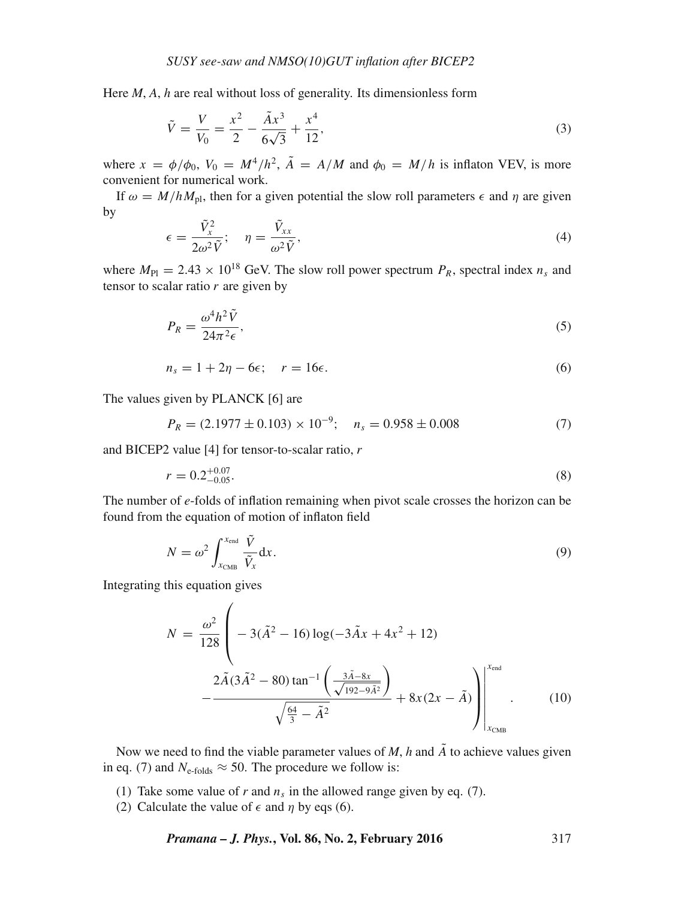Here $M$, $A$, $h$ are real without loss of generality. Its dimensionless form

$$\tilde{V} = \frac{V}{V_0} = \frac{x^2}{2} - \frac{\tilde{A}x^3}{6\sqrt{3}} + \frac{x^4}{12}, \tag{3}$$

where $x = \phi/\phi_0$, $V_0 = M^4/h^2$, $\tilde{A} = A/M$ and $\phi_0 = M/h$ is inflaton VEV, is more convenient for numerical work.

If $\omega = M/hM_{\rm pl}$, then for a given potential the slow roll parameters $\epsilon$ and $\eta$ are given by

$$\epsilon = \frac{\tilde{V}_x^2}{2\omega^2\tilde{V}}; \quad \eta = \frac{\tilde{V}_{xx}}{\omega^2\tilde{V}}, \tag{4}$$

where $M_{\rm Pl} = 2.43 \times 10^{18}$ GeV. The slow roll power spectrum $P_R$, spectral index $n_s$ and tensor to scalar ratio $r$ are given by

$$P_R = \frac{\omega^4 h^2 \tilde{V}}{24\pi^2\epsilon}, \tag{5}$$

$$n_s = 1 + 2\eta - 6\epsilon; \quad r = 16\epsilon. \tag{6}$$

The values given by PLANCK [6] are

$$P_R = (2.1977 \pm 0.103) \times 10^{-9}; \quad n_s = 0.958 \pm 0.008 \tag{7}$$

and BICEP2 value [4] for tensor-to-scalar ratio, $r$

$$r = 0.2^{+0.07}_{-0.05}. \tag{8}$$

The number of $e$-folds of inflation remaining when pivot scale crosses the horizon can be found from the equation of motion of inflaton field

$$N = \omega^2 \int_{x_{\rm CMB}}^{x_{\rm end}} \frac{\tilde{V}}{\tilde{V}_x} {\rm d}x. \tag{9}$$

Integrating this equation gives

$$N = \frac{\omega^2}{128} \left( -3(\tilde{A}^2 - 16)\log(-3\tilde{A}x + 4x^2 + 12) - \frac{2\tilde{A}(3\tilde{A}^2 - 80)\tan^{-1}\left(\frac{3\tilde{A} - 8x}{\sqrt{192 - 9\tilde{A}^2}}\right)}{\sqrt{\frac{64}{3} - \tilde{A}^2}} + 8x(2x - \tilde{A}) \right) \Bigg|_{x_{\rm CMB}}^{x_{\rm end}}. \tag{10}$$

Now we need to find the viable parameter values of $M$, $h$ and $\tilde{A}$ to achieve values given in eq. (7) and $N_{\text{e-folds}} \approx 50$. The procedure we follow is:

(1) Take some value of $r$ and $n_s$ in the allowed range given by eq. (7).
(2) Calculate the value of $\epsilon$ and $\eta$ by eqs (6).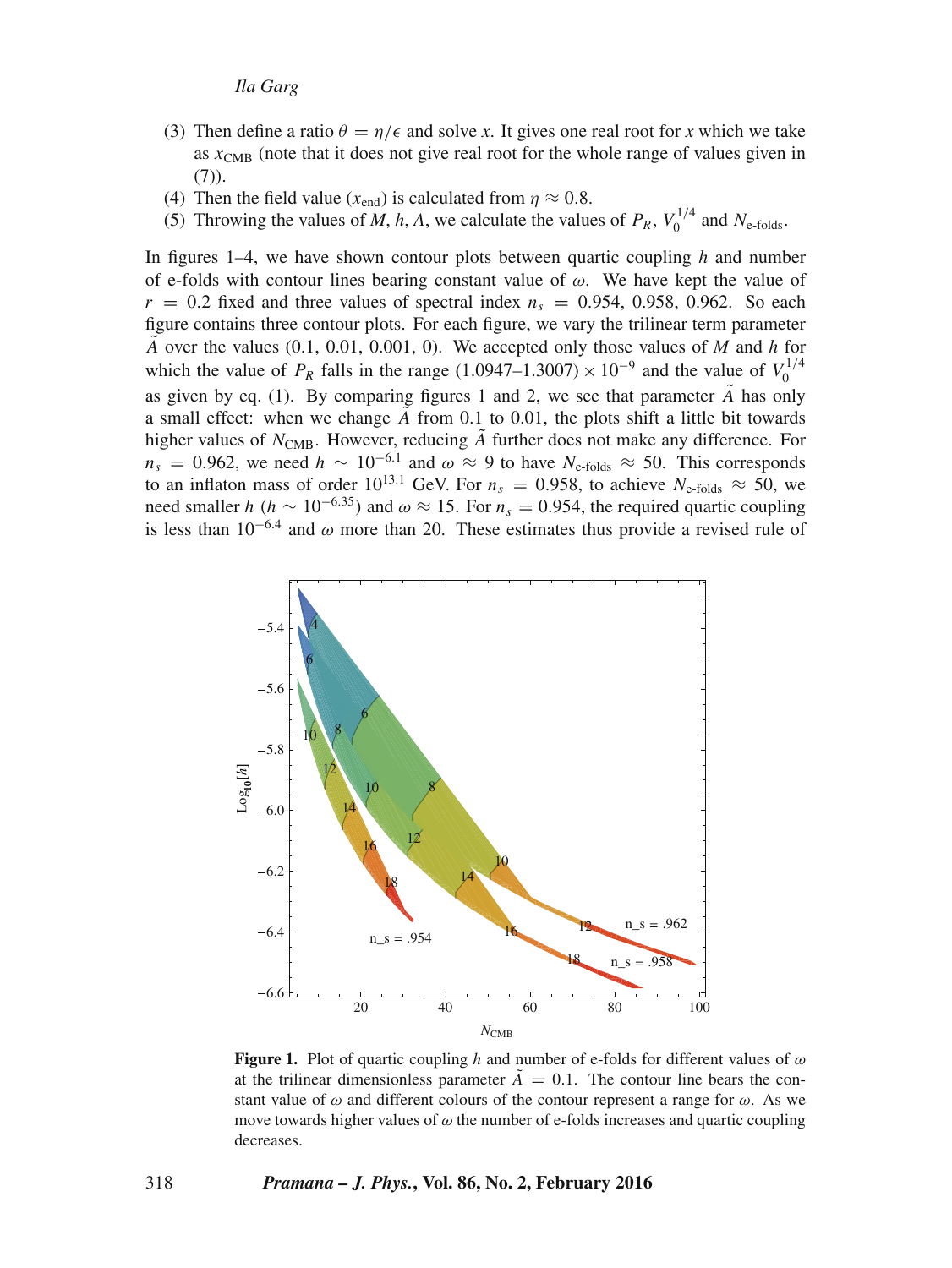(3) Then define a ratio $\theta = \eta/\epsilon$ and solve $x$. It gives one real root for $x$ which we take as $x_{\text{CMB}}$ (note that it does not give real root for the whole range of values given in (7)).

(4) Then the field value ($x_{\text{end}}$) is calculated from $\eta \approx 0.8$.

(5) Throwing the values of $M$, $h$, $A$, we calculate the values of $P_R$, $V_0^{1/4}$ and $N_{\text{e-folds}}$.

In figures 1–4, we have shown contour plots between quartic coupling $h$ and number of e-folds with contour lines bearing constant value of $\omega$. We have kept the value of $r = 0.2$ fixed and three values of spectral index $n_s = 0.954, 0.958, 0.962$. So each figure contains three contour plots. For each figure, we vary the trilinear term parameter $\tilde{A}$ over the values (0.1, 0.01, 0.001, 0). We accepted only those values of $M$ and $h$ for which the value of $P_R$ falls in the range $(1.0947–1.3007) \times 10^{-9}$ and the value of $V_0^{1/4}$ as given by eq. (1). By comparing figures 1 and 2, we see that parameter $\tilde{A}$ has only a small effect: when we change $\tilde{A}$ from 0.1 to 0.01, the plots shift a little bit towards higher values of $N_{\text{CMB}}$. However, reducing $\tilde{A}$ further does not make any difference. For $n_s = 0.962$, we need $h \sim 10^{-6.1}$ and $\omega \approx 9$ to have $N_{\text{e-folds}} \approx 50$. This corresponds to an inflaton mass of order $10^{13.1}$ GeV. For $n_s = 0.958$, to achieve $N_{\text{e-folds}} \approx 50$, we need smaller $h$ ($h \sim 10^{-6.35}$) and $\omega \approx 15$. For $n_s = 0.954$, the required quartic coupling is less than $10^{-6.4}$ and $\omega$ more than 20. These estimates thus provide a revised rule of

**Figure 1.** Plot of quartic coupling $h$ and number of e-folds for different values of $\omega$ at the trilinear dimensionless parameter $\tilde{A} = 0.1$. The contour line bears the constant value of $\omega$ and different colours of the contour represent a range for $\omega$. As we move towards higher values of $\omega$ the number of e-folds increases and quartic coupling decreases.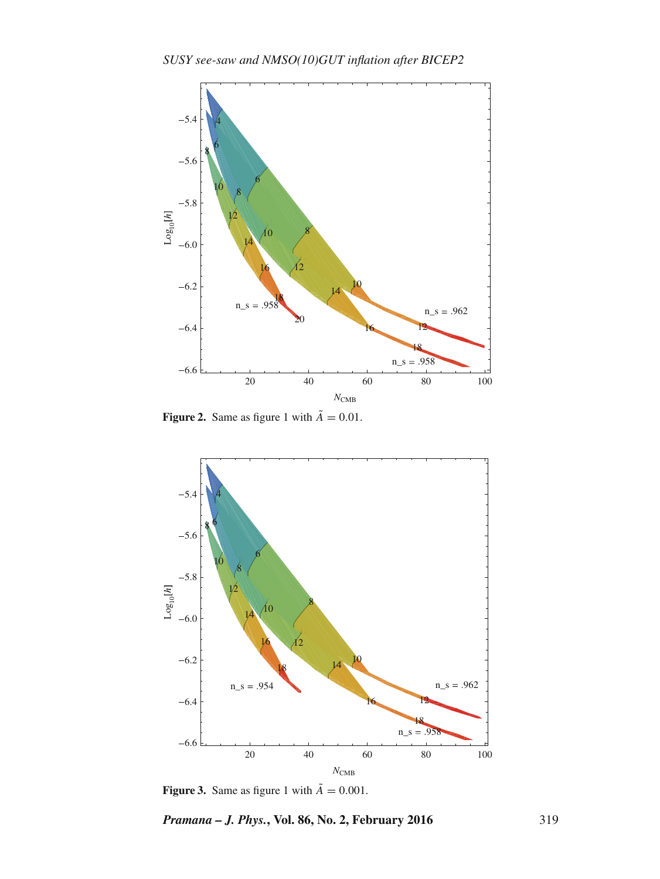**Figure 2.** Same as figure 1 with $\tilde{A} = 0.01$.

**Figure 3.** Same as figure 1 with $\tilde{A} = 0.001$.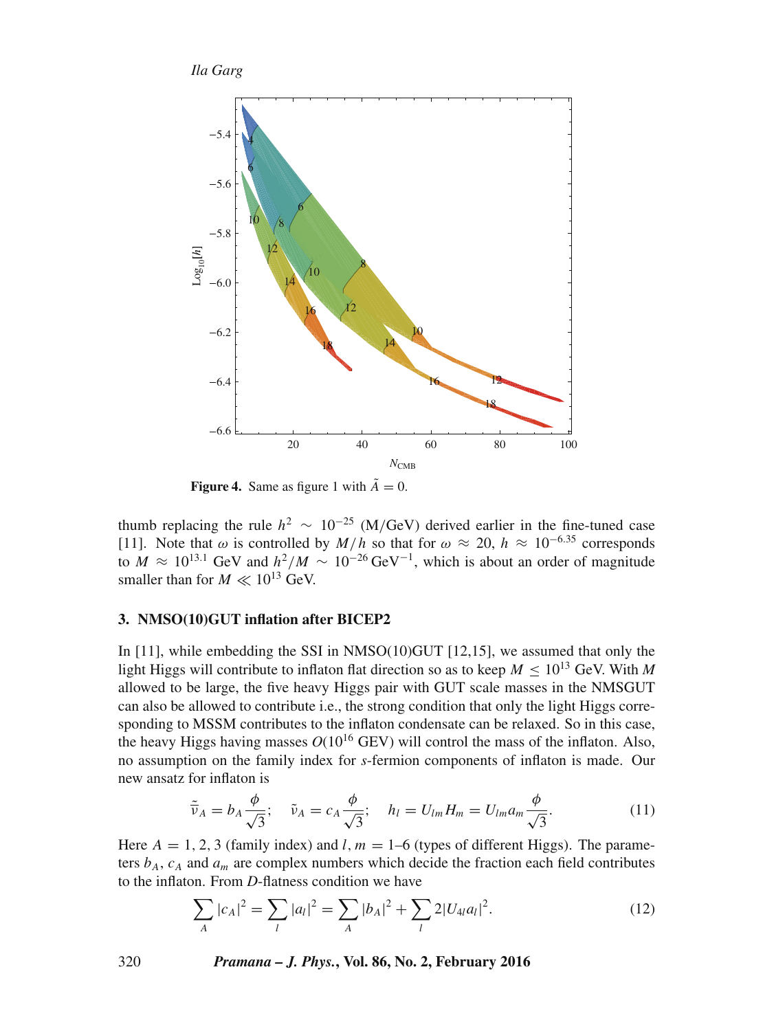**Figure 4.** Same as figure 1 with $\tilde{A} = 0$.

thumb replacing the rule $h^2 \sim 10^{-25}$ (M/GeV) derived earlier in the fine-tuned case [11]. Note that $\omega$ is controlled by $M/h$ so that for $\omega \approx 20$, $h \approx 10^{-6.35}$ corresponds to $M \approx 10^{13.1}$ GeV and $h^2/M \sim 10^{-26}\,\text{GeV}^{-1}$, which is about an order of magnitude smaller than for $M \ll 10^{13}$ GeV.

### 3. NMSO(10)GUT inflation after BICEP2

In [11], while embedding the SSI in NMSO(10)GUT [12,15], we assumed that only the light Higgs will contribute to inflaton flat direction so as to keep $M \leq 10^{13}$ GeV. With $M$ allowed to be large, the five heavy Higgs pair with GUT scale masses in the NMSGUT can also be allowed to contribute i.e., the strong condition that only the light Higgs corresponding to MSSM contributes to the inflaton condensate can be relaxed. So in this case, the heavy Higgs having masses $O(10^{16}$ GEV) will control the mass of the inflaton. Also, no assumption on the family index for $s$-fermion components of inflaton is made. Our new ansatz for inflaton is

$$\tilde{\bar{\nu}}_A = b_A \frac{\phi}{\sqrt{3}}; \quad \tilde{\nu}_A = c_A \frac{\phi}{\sqrt{3}}; \quad h_l = U_{lm} H_m = U_{lm} a_m \frac{\phi}{\sqrt{3}}. \tag{11}$$

Here $A = 1, 2, 3$ (family index) and $l, m = 1$–$6$ (types of different Higgs). The parameters $b_A$, $c_A$ and $a_m$ are complex numbers which decide the fraction each field contributes to the inflaton. From $D$-flatness condition we have

$$\sum_A |c_A|^2 = \sum_l |a_l|^2 = \sum_A |b_A|^2 + \sum_l 2|U_{4l} a_l|^2. \tag{12}$$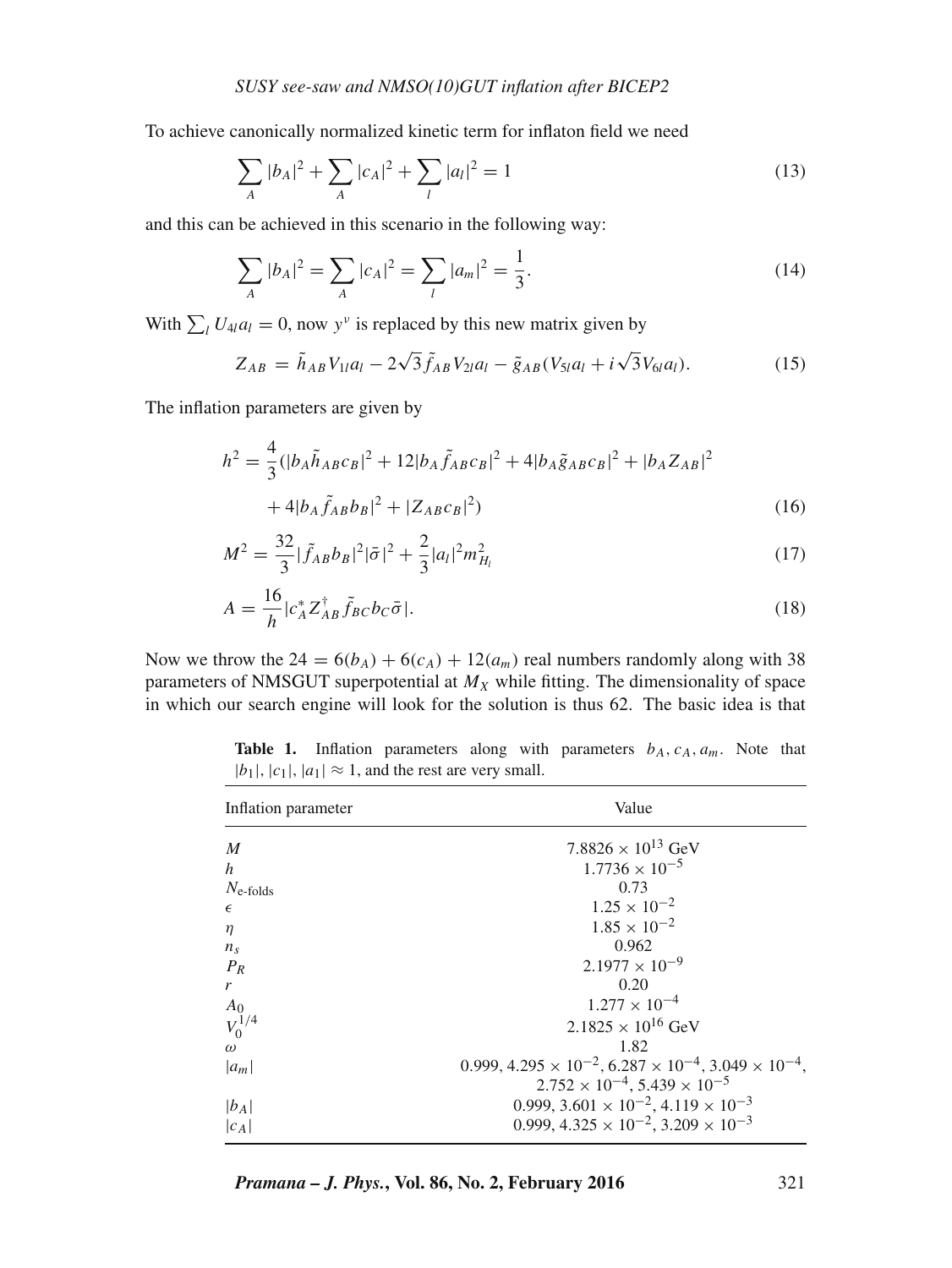To achieve canonically normalized kinetic term for inflaton field we need

$$\sum_A |b_A|^2 + \sum_A |c_A|^2 + \sum_l |a_l|^2 = 1 \tag{13}$$

and this can be achieved in this scenario in the following way:

$$\sum_A |b_A|^2 = \sum_A |c_A|^2 = \sum_l |a_m|^2 = \frac{1}{3}. \tag{14}$$

With $\sum_l U_{4l} a_l = 0$, now $y^\nu$ is replaced by this new matrix given by

$$Z_{AB} = \tilde{h}_{AB} V_{1l} a_l - 2\sqrt{3} \tilde{f}_{AB} V_{2l} a_l - \tilde{g}_{AB} (V_{5l} a_l + i\sqrt{3} V_{6l} a_l). \tag{15}$$

The inflation parameters are given by

$$h^2 = \frac{4}{3} (|b_A \tilde{h}_{AB} c_B|^2 + 12 |b_A \tilde{f}_{AB} c_B|^2 + 4 |b_A \tilde{g}_{AB} c_B|^2 + |b_A Z_{AB}|^2 + 4 |b_A \tilde{f}_{AB} b_B|^2 + |Z_{AB} c_B|^2) \tag{16}$$

$$M^2 = \frac{32}{3} |\tilde{f}_{AB} b_B|^2 |\bar{\sigma}|^2 + \frac{2}{3} |a_l|^2 m_{H_l}^2 \tag{17}$$

$$A = \frac{16}{h} |c_A^* Z_{AB}^\dagger \tilde{f}_{BC} b_C \bar{\sigma}|. \tag{18}$$

Now we throw the $24 = 6(b_A) + 6(c_A) + 12(a_m)$ real numbers randomly along with 38 parameters of NMSGUT superpotential at $M_X$ while fitting. The dimensionality of space in which our search engine will look for the solution is thus 62. The basic idea is that

**Table 1.** Inflation parameters along with parameters $b_A, c_A, a_m$. Note that $|b_1|, |c_1|, |a_1| \approx 1$, and the rest are very small.

| Inflation parameter | Value |
|---|---|
| $M$ | $7.8826 \times 10^{13}$ GeV |
| $h$ | $1.7736 \times 10^{-5}$ |
| $N_{\text{e-folds}}$ | 0.73 |
| $\epsilon$ | $1.25 \times 10^{-2}$ |
| $\eta$ | $1.85 \times 10^{-2}$ |
| $n_s$ | 0.962 |
| $P_R$ | $2.1977 \times 10^{-9}$ |
| $r$ | 0.20 |
| $A_0$ | $1.277 \times 10^{-4}$ |
| $V_0^{1/4}$ | $2.1825 \times 10^{16}$ GeV |
| $\omega$ | 1.82 |
| $\lvert a_m \rvert$ | 0.999, $4.295 \times 10^{-2}$, $6.287 \times 10^{-4}$, $3.049 \times 10^{-4}$, $2.752 \times 10^{-4}$, $5.439 \times 10^{-5}$ |
| $\lvert b_A \rvert$ | 0.999, $3.601 \times 10^{-2}$, $4.119 \times 10^{-3}$ |
| $\lvert c_A \rvert$ | 0.999, $4.325 \times 10^{-2}$, $3.209 \times 10^{-3}$ |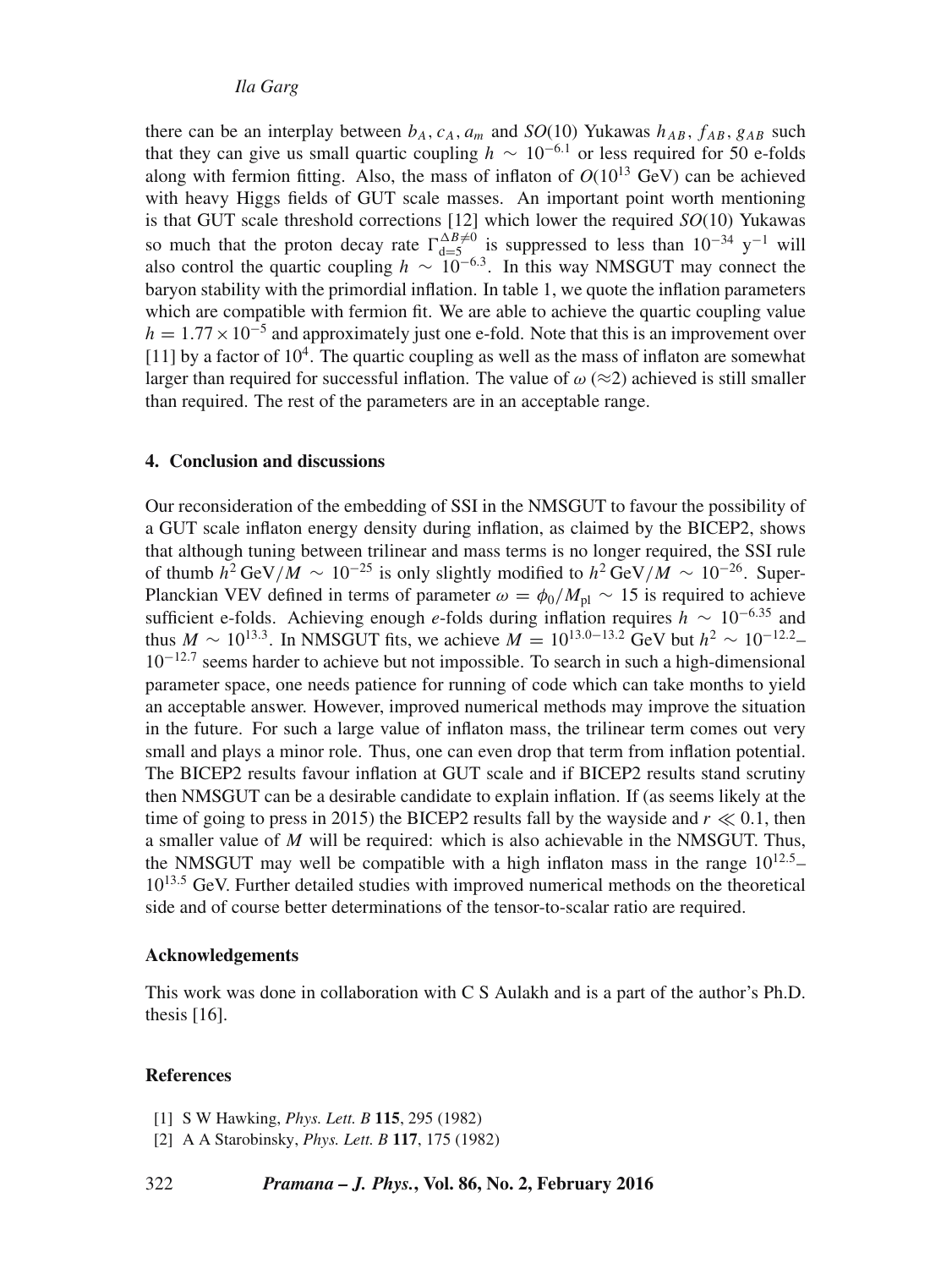there can be an interplay between $b_A, c_A, a_m$ and $SO(10)$ Yukawas $h_{AB}, f_{AB}, g_{AB}$ such that they can give us small quartic coupling $h \sim 10^{-6.1}$ or less required for 50 e-folds along with fermion fitting. Also, the mass of inflaton of $O(10^{13}$ GeV) can be achieved with heavy Higgs fields of GUT scale masses. An important point worth mentioning is that GUT scale threshold corrections [12] which lower the required $SO(10)$ Yukawas so much that the proton decay rate $\Gamma^{\Delta B\neq 0}_{\mathrm{d}=5}$ is suppressed to less than $10^{-34}$ y$^{-1}$ will also control the quartic coupling $h \sim 10^{-6.3}$. In this way NMSGUT may connect the baryon stability with the primordial inflation. In table 1, we quote the inflation parameters which are compatible with fermion fit. We are able to achieve the quartic coupling value $h = 1.77 \times 10^{-5}$ and approximately just one e-fold. Note that this is an improvement over [11] by a factor of $10^4$. The quartic coupling as well as the mass of inflaton are somewhat larger than required for successful inflation. The value of $\omega$ ($\approx$2) achieved is still smaller than required. The rest of the parameters are in an acceptable range.

## 4. Conclusion and discussions

Our reconsideration of the embedding of SSI in the NMSGUT to favour the possibility of a GUT scale inflaton energy density during inflation, as claimed by the BICEP2, shows that although tuning between trilinear and mass terms is no longer required, the SSI rule of thumb $h^2\,\mathrm{GeV}/M \sim 10^{-25}$ is only slightly modified to $h^2\,\mathrm{GeV}/M \sim 10^{-26}$. Super-Planckian VEV defined in terms of parameter $\omega = \phi_0/M_{\mathrm{pl}} \sim 15$ is required to achieve sufficient e-folds. Achieving enough $e$-folds during inflation requires $h \sim 10^{-6.35}$ and thus $M \sim 10^{13.3}$. In NMSGUT fits, we achieve $M = 10^{13.0-13.2}$ GeV but $h^2 \sim 10^{-12.2}$–$10^{-12.7}$ seems harder to achieve but not impossible. To search in such a high-dimensional parameter space, one needs patience for running of code which can take months to yield an acceptable answer. However, improved numerical methods may improve the situation in the future. For such a large value of inflaton mass, the trilinear term comes out very small and plays a minor role. Thus, one can even drop that term from inflation potential. The BICEP2 results favour inflation at GUT scale and if BICEP2 results stand scrutiny then NMSGUT can be a desirable candidate to explain inflation. If (as seems likely at the time of going to press in 2015) the BICEP2 results fall by the wayside and $r \ll 0.1$, then a smaller value of $M$ will be required: which is also achievable in the NMSGUT. Thus, the NMSGUT may well be compatible with a high inflaton mass in the range $10^{12.5}$–$10^{13.5}$ GeV. Further detailed studies with improved numerical methods on the theoretical side and of course better determinations of the tensor-to-scalar ratio are required.

### Acknowledgements

This work was done in collaboration with C S Aulakh and is a part of the author's Ph.D. thesis [16].

### References

[1] S W Hawking, *Phys. Lett. B* **115**, 295 (1982)

[2] A A Starobinsky, *Phys. Lett. B* **117**, 175 (1982)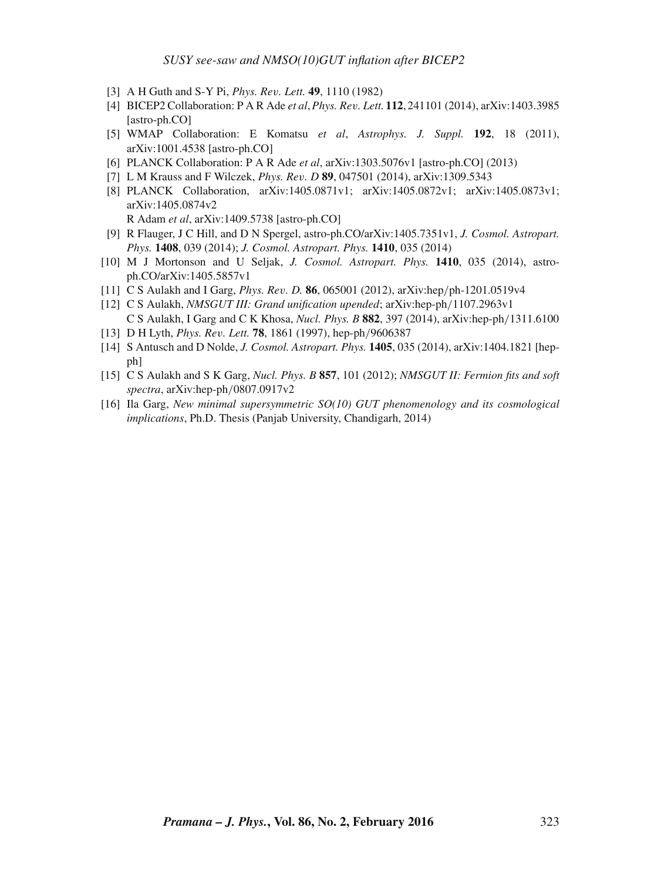[3] A H Guth and S-Y Pi, *Phys. Rev. Lett.* **49**, 1110 (1982)

[4] BICEP2 Collaboration: P A R Ade *et al*, *Phys. Rev. Lett.* **112**, 241101 (2014), arXiv:1403.3985 [astro-ph.CO]

[5] WMAP Collaboration: E Komatsu *et al*, *Astrophys. J. Suppl.* **192**, 18 (2011), arXiv:1001.4538 [astro-ph.CO]

[6] PLANCK Collaboration: P A R Ade *et al*, arXiv:1303.5076v1 [astro-ph.CO] (2013)

[7] L M Krauss and F Wilczek, *Phys. Rev. D* **89**, 047501 (2014), arXiv:1309.5343

[8] PLANCK Collaboration, arXiv:1405.0871v1; arXiv:1405.0872v1; arXiv:1405.0873v1; arXiv:1405.0874v2
R Adam *et al*, arXiv:1409.5738 [astro-ph.CO]

[9] R Flauger, J C Hill, and D N Spergel, astro-ph.CO/arXiv:1405.7351v1, *J. Cosmol. Astropart. Phys.* **1408**, 039 (2014); *J. Cosmol. Astropart. Phys.* **1410**, 035 (2014)

[10] M J Mortonson and U Seljak, *J. Cosmol. Astropart. Phys.* **1410**, 035 (2014), astro-ph.CO/arXiv:1405.5857v1

[11] C S Aulakh and I Garg, *Phys. Rev. D.* **86**, 065001 (2012), arXiv:hep/ph-1201.0519v4

[12] C S Aulakh, *NMSGUT III: Grand unification upended*; arXiv:hep-ph/1107.2963v1
C S Aulakh, I Garg and C K Khosa, *Nucl. Phys. B* **882**, 397 (2014), arXiv:hep-ph/1311.6100

[13] D H Lyth, *Phys. Rev. Lett.* **78**, 1861 (1997), hep-ph/9606387

[14] S Antusch and D Nolde, *J. Cosmol. Astropart. Phys.* **1405**, 035 (2014), arXiv:1404.1821 [hep-ph]

[15] C S Aulakh and S K Garg, *Nucl. Phys. B* **857**, 101 (2012); *NMSGUT II: Fermion fits and soft spectra*, arXiv:hep-ph/0807.0917v2

[16] Ila Garg, *New minimal supersymmetric SO(10) GUT phenomenology and its cosmological implications*, Ph.D. Thesis (Panjab University, Chandigarh, 2014)